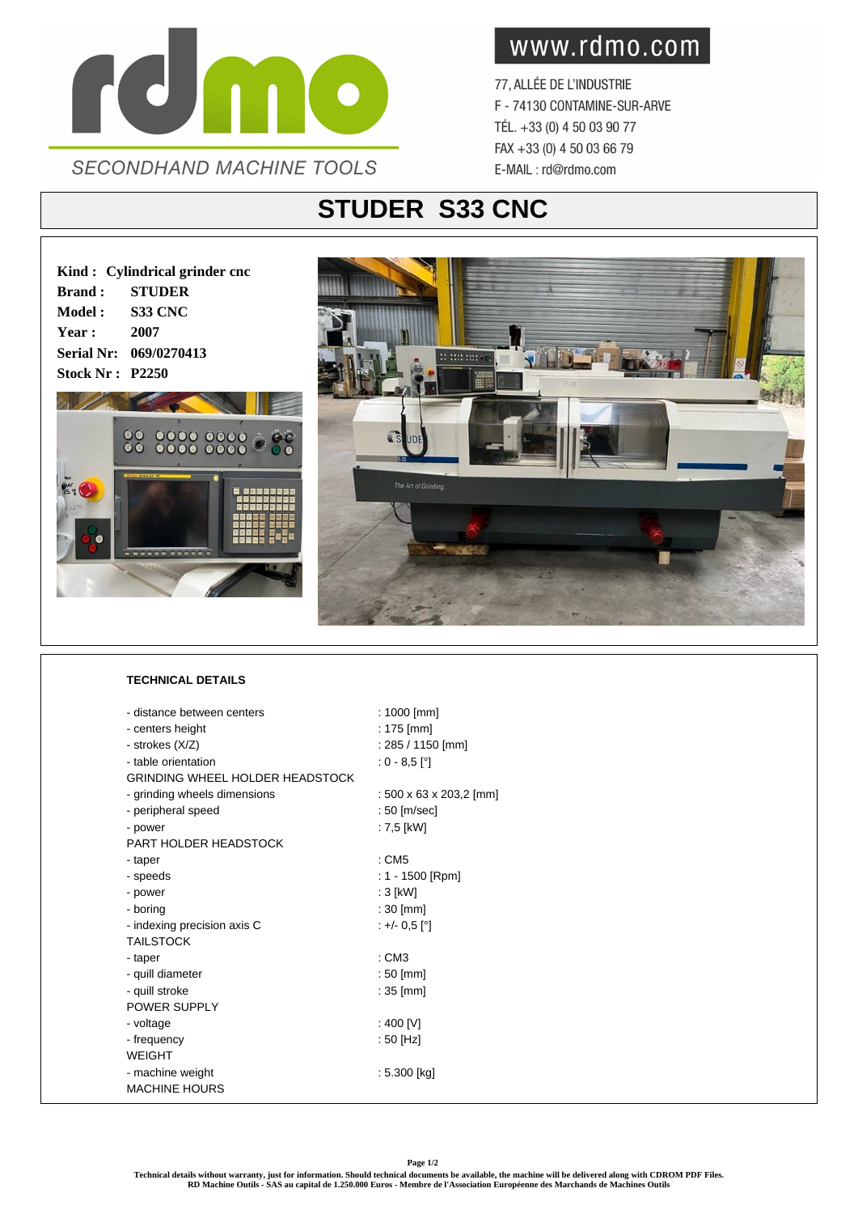SECONDHAND MACHINE TOOLS

www.rdmo.com

77, ALLÉE DE L'INDUSTRIE
F - 74130 CONTAMINE-SUR-ARVE
TÉL. +33 (0) 4 50 03 90 77
FAX +33 (0) 4 50 03 66 79
E-MAIL : rd@rdmo.com

# STUDER S33 CNC

**Kind :** **Cylindrical grinder cnc**
**Brand :** **STUDER**
**Model :** **S33 CNC**
**Year :** **2007**
**Serial Nr:** **069/0270413**
**Stock Nr :** **P2250**

## TECHNICAL DETAILS

| | |
|---|---|
| - distance between centers | : 1000 [mm] |
| - centers height | : 175 [mm] |
| - strokes (X/Z) | : 285 / 1150 [mm] |
| - table orientation | : 0 - 8,5 [°] |
| GRINDING WHEEL HOLDER HEADSTOCK | |
| - grinding wheels dimensions | : 500 x 63 x 203,2 [mm] |
| - peripheral speed | : 50 [m/sec] |
| - power | : 7,5 [kW] |
| PART HOLDER HEADSTOCK | |
| - taper | : CM5 |
| - speeds | : 1 - 1500 [Rpm] |
| - power | : 3 [kW] |
| - boring | : 30 [mm] |
| - indexing precision axis C | : +/- 0,5 [°] |
| TAILSTOCK | |
| - taper | : CM3 |
| - quill diameter | : 50 [mm] |
| - quill stroke | : 35 [mm] |
| POWER SUPPLY | |
| - voltage | : 400 [V] |
| - frequency | : 50 [Hz] |
| WEIGHT | |
| - machine weight | : 5.300 [kg] |
| MACHINE HOURS | |

**Technical details without warranty, just for information. Should technical documents be available, the machine will be delivered along with CDROM PDF Files.**
**RD Machine Outils - SAS au capital de 1.250.000 Euros - Membre de l'Association Européenne des Marchands de Machines Outils**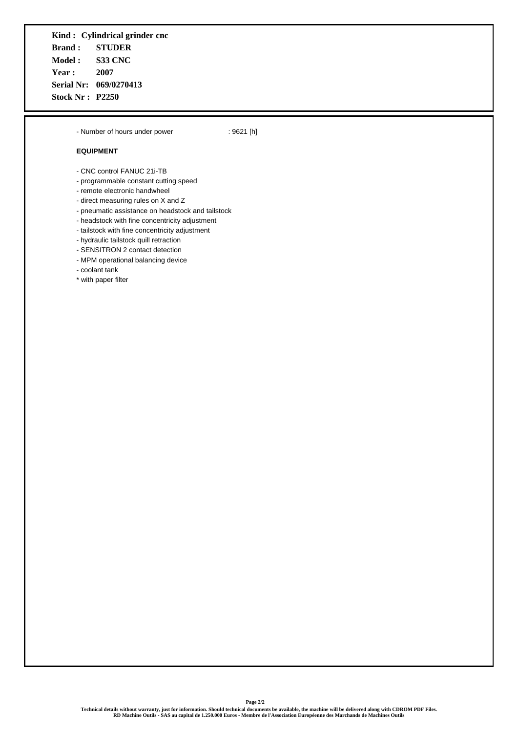**Kind : Cylindrical grinder cnc**
**Brand : STUDER**
**Model : S33 CNC**
**Year : 2007**
**Serial Nr: 069/0270413**
**Stock Nr : P2250**

- Number of hours under power : 9621 [h]

**EQUIPMENT**

- CNC control FANUC 21i-TB
- programmable constant cutting speed
- remote electronic handwheel
- direct measuring rules on X and Z
- pneumatic assistance on headstock and tailstock
- headstock with fine concentricity adjustment
- tailstock with fine concentricity adjustment
- hydraulic tailstock quill retraction
- SENSITRON 2 contact detection
- MPM operational balancing device
- coolant tank

* with paper filter

**Technical details without warranty, just for information. Should technical documents be available, the machine will be delivered along with CDROM PDF Files.**
**RD Machine Outils - SAS au capital de 1.250.000 Euros - Membre de l'Association Européenne des Marchands de Machines Outils**